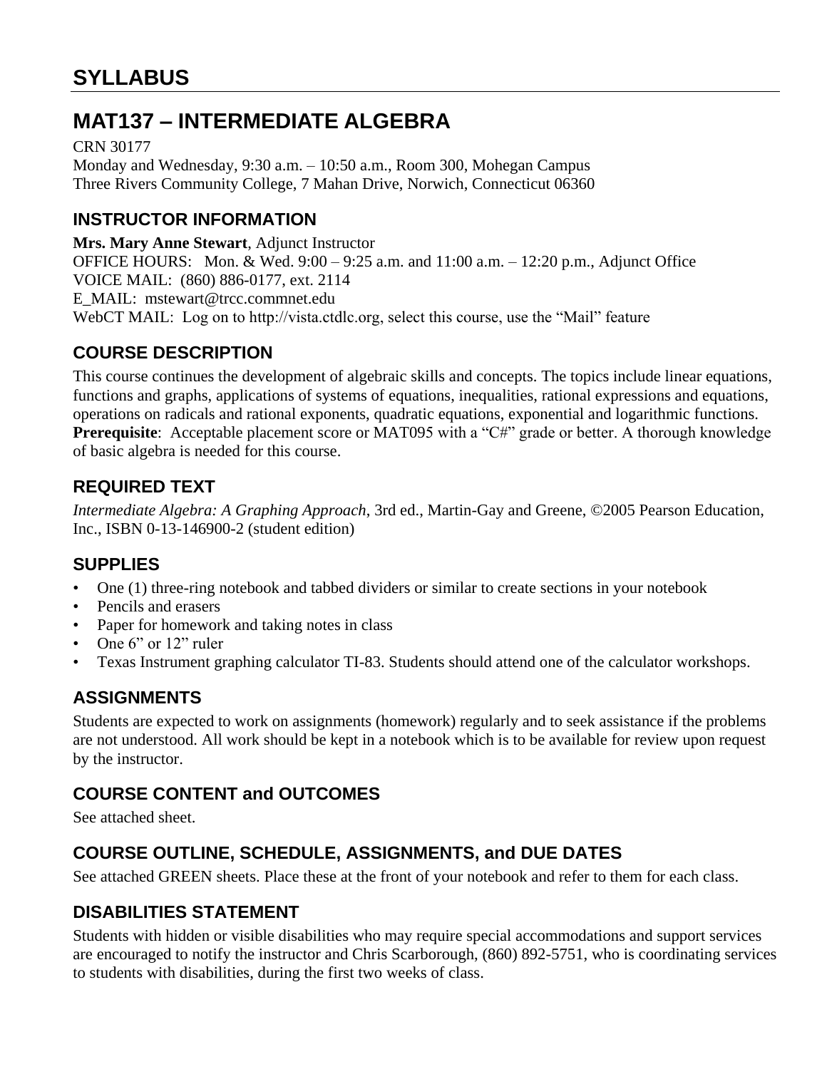# SYLLABUS

# MAT137 – INTERMEDIATE ALGEBRA

CRN 30177
Monday and Wednesday, 9:30 a.m. – 10:50 a.m., Room 300, Mohegan Campus
Three Rivers Community College, 7 Mahan Drive, Norwich, Connecticut 06360

## INSTRUCTOR INFORMATION

**Mrs. Mary Anne Stewart**, Adjunct Instructor
OFFICE HOURS: Mon. & Wed. 9:00 – 9:25 a.m. and 11:00 a.m. – 12:20 p.m., Adjunct Office
VOICE MAIL: (860) 886-0177, ext. 2114
E_MAIL: mstewart@trcc.commnet.edu
WebCT MAIL: Log on to http://vista.ctdlc.org, select this course, use the "Mail" feature

## COURSE DESCRIPTION

This course continues the development of algebraic skills and concepts. The topics include linear equations, functions and graphs, applications of systems of equations, inequalities, rational expressions and equations, operations on radicals and rational exponents, quadratic equations, exponential and logarithmic functions. **Prerequisite**: Acceptable placement score or MAT095 with a "C#" grade or better. A thorough knowledge of basic algebra is needed for this course.

## REQUIRED TEXT

*Intermediate Algebra: A Graphing Approach*, 3rd ed., Martin-Gay and Greene, ©2005 Pearson Education, Inc., ISBN 0-13-146900-2 (student edition)

## SUPPLIES

- One (1) three-ring notebook and tabbed dividers or similar to create sections in your notebook
- Pencils and erasers
- Paper for homework and taking notes in class
- One 6" or 12" ruler
- Texas Instrument graphing calculator TI-83. Students should attend one of the calculator workshops.

## ASSIGNMENTS

Students are expected to work on assignments (homework) regularly and to seek assistance if the problems are not understood. All work should be kept in a notebook which is to be available for review upon request by the instructor.

## COURSE CONTENT and OUTCOMES

See attached sheet.

## COURSE OUTLINE, SCHEDULE, ASSIGNMENTS, and DUE DATES

See attached GREEN sheets. Place these at the front of your notebook and refer to them for each class.

## DISABILITIES STATEMENT

Students with hidden or visible disabilities who may require special accommodations and support services are encouraged to notify the instructor and Chris Scarborough, (860) 892-5751, who is coordinating services to students with disabilities, during the first two weeks of class.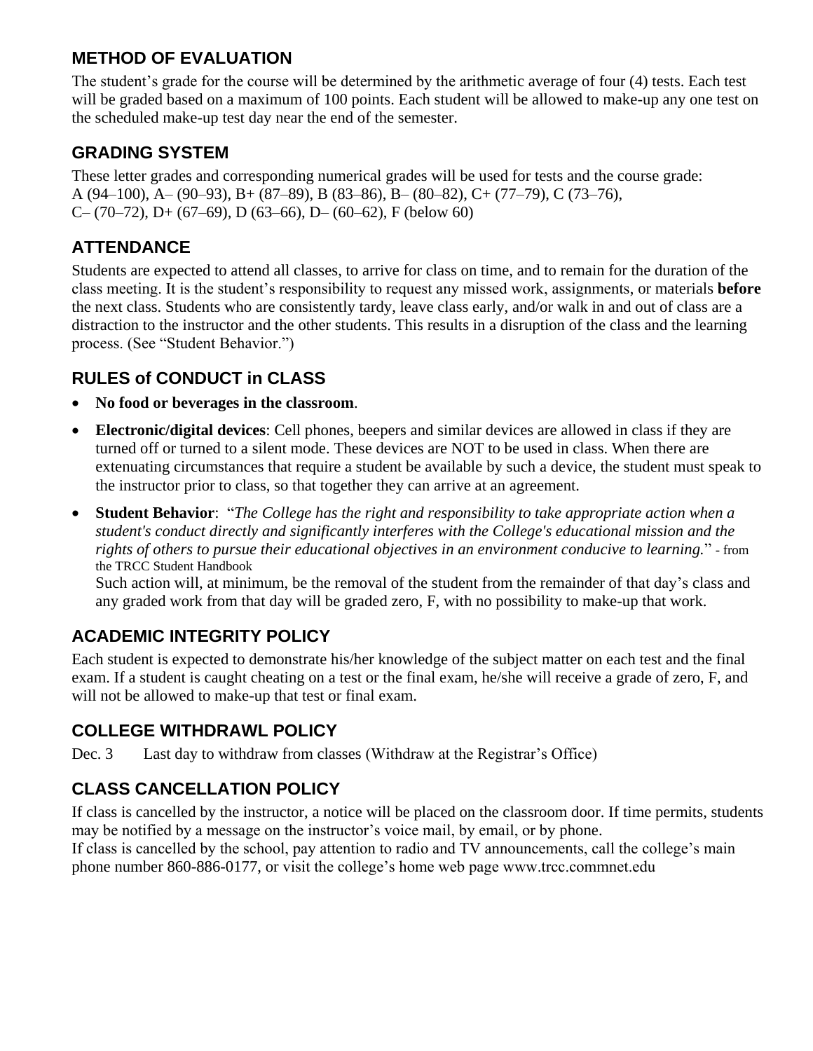## METHOD OF EVALUATION

The student's grade for the course will be determined by the arithmetic average of four (4) tests. Each test will be graded based on a maximum of 100 points. Each student will be allowed to make-up any one test on the scheduled make-up test day near the end of the semester.

## GRADING SYSTEM

These letter grades and corresponding numerical grades will be used for tests and the course grade:
A (94–100), A– (90–93), B+ (87–89), B (83–86), B– (80–82), C+ (77–79), C (73–76),
C– (70–72), D+ (67–69), D (63–66), D– (60–62), F (below 60)

## ATTENDANCE

Students are expected to attend all classes, to arrive for class on time, and to remain for the duration of the class meeting. It is the student's responsibility to request any missed work, assignments, or materials **before** the next class. Students who are consistently tardy, leave class early, and/or walk in and out of class are a distraction to the instructor and the other students. This results in a disruption of the class and the learning process. (See "Student Behavior.")

## RULES of CONDUCT in CLASS

- **No food or beverages in the classroom**.
- **Electronic/digital devices**: Cell phones, beepers and similar devices are allowed in class if they are turned off or turned to a silent mode. These devices are NOT to be used in class. When there are extenuating circumstances that require a student be available by such a device, the student must speak to the instructor prior to class, so that together they can arrive at an agreement.
- **Student Behavior**: "*The College has the right and responsibility to take appropriate action when a student's conduct directly and significantly interferes with the College's educational mission and the rights of others to pursue their educational objectives in an environment conducive to learning.*" - from the TRCC Student Handbook
  Such action will, at minimum, be the removal of the student from the remainder of that day's class and any graded work from that day will be graded zero, F, with no possibility to make-up that work.

## ACADEMIC INTEGRITY POLICY

Each student is expected to demonstrate his/her knowledge of the subject matter on each test and the final exam. If a student is caught cheating on a test or the final exam, he/she will receive a grade of zero, F, and will not be allowed to make-up that test or final exam.

## COLLEGE WITHDRAWL POLICY

Dec. 3 Last day to withdraw from classes (Withdraw at the Registrar's Office)

## CLASS CANCELLATION POLICY

If class is cancelled by the instructor, a notice will be placed on the classroom door. If time permits, students may be notified by a message on the instructor's voice mail, by email, or by phone.
If class is cancelled by the school, pay attention to radio and TV announcements, call the college's main phone number 860-886-0177, or visit the college's home web page www.trcc.commnet.edu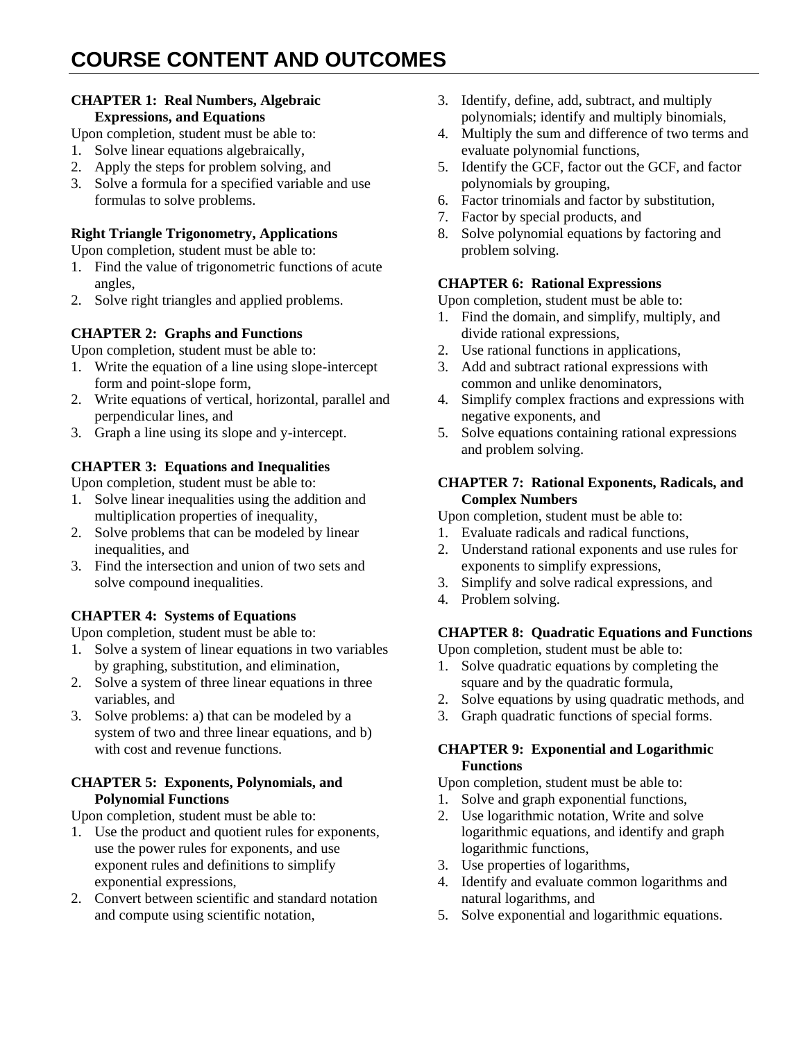# COURSE CONTENT AND OUTCOMES

**CHAPTER 1: Real Numbers, Algebraic Expressions, and Equations**

Upon completion, student must be able to:

1. Solve linear equations algebraically,
2. Apply the steps for problem solving, and
3. Solve a formula for a specified variable and use formulas to solve problems.

**Right Triangle Trigonometry, Applications**

Upon completion, student must be able to:

1. Find the value of trigonometric functions of acute angles,
2. Solve right triangles and applied problems.

**CHAPTER 2: Graphs and Functions**

Upon completion, student must be able to:

1. Write the equation of a line using slope-intercept form and point-slope form,
2. Write equations of vertical, horizontal, parallel and perpendicular lines, and
3. Graph a line using its slope and y-intercept.

**CHAPTER 3: Equations and Inequalities**

Upon completion, student must be able to:

1. Solve linear inequalities using the addition and multiplication properties of inequality,
2. Solve problems that can be modeled by linear inequalities, and
3. Find the intersection and union of two sets and solve compound inequalities.

**CHAPTER 4: Systems of Equations**

Upon completion, student must be able to:

1. Solve a system of linear equations in two variables by graphing, substitution, and elimination,
2. Solve a system of three linear equations in three variables, and
3. Solve problems: a) that can be modeled by a system of two and three linear equations, and b) with cost and revenue functions.

**CHAPTER 5: Exponents, Polynomials, and Polynomial Functions**

Upon completion, student must be able to:

1. Use the product and quotient rules for exponents, use the power rules for exponents, and use exponent rules and definitions to simplify exponential expressions,
2. Convert between scientific and standard notation and compute using scientific notation,
3. Identify, define, add, subtract, and multiply polynomials; identify and multiply binomials,
4. Multiply the sum and difference of two terms and evaluate polynomial functions,
5. Identify the GCF, factor out the GCF, and factor polynomials by grouping,
6. Factor trinomials and factor by substitution,
7. Factor by special products, and
8. Solve polynomial equations by factoring and problem solving.

**CHAPTER 6: Rational Expressions**

Upon completion, student must be able to:

1. Find the domain, and simplify, multiply, and divide rational expressions,
2. Use rational functions in applications,
3. Add and subtract rational expressions with common and unlike denominators,
4. Simplify complex fractions and expressions with negative exponents, and
5. Solve equations containing rational expressions and problem solving.

**CHAPTER 7: Rational Exponents, Radicals, and Complex Numbers**

Upon completion, student must be able to:

1. Evaluate radicals and radical functions,
2. Understand rational exponents and use rules for exponents to simplify expressions,
3. Simplify and solve radical expressions, and
4. Problem solving.

**CHAPTER 8: Quadratic Equations and Functions**

Upon completion, student must be able to:

1. Solve quadratic equations by completing the square and by the quadratic formula,
2. Solve equations by using quadratic methods, and
3. Graph quadratic functions of special forms.

**CHAPTER 9: Exponential and Logarithmic Functions**

Upon completion, student must be able to:

1. Solve and graph exponential functions,
2. Use logarithmic notation, Write and solve logarithmic equations, and identify and graph logarithmic functions,
3. Use properties of logarithms,
4. Identify and evaluate common logarithms and natural logarithms, and
5. Solve exponential and logarithmic equations.